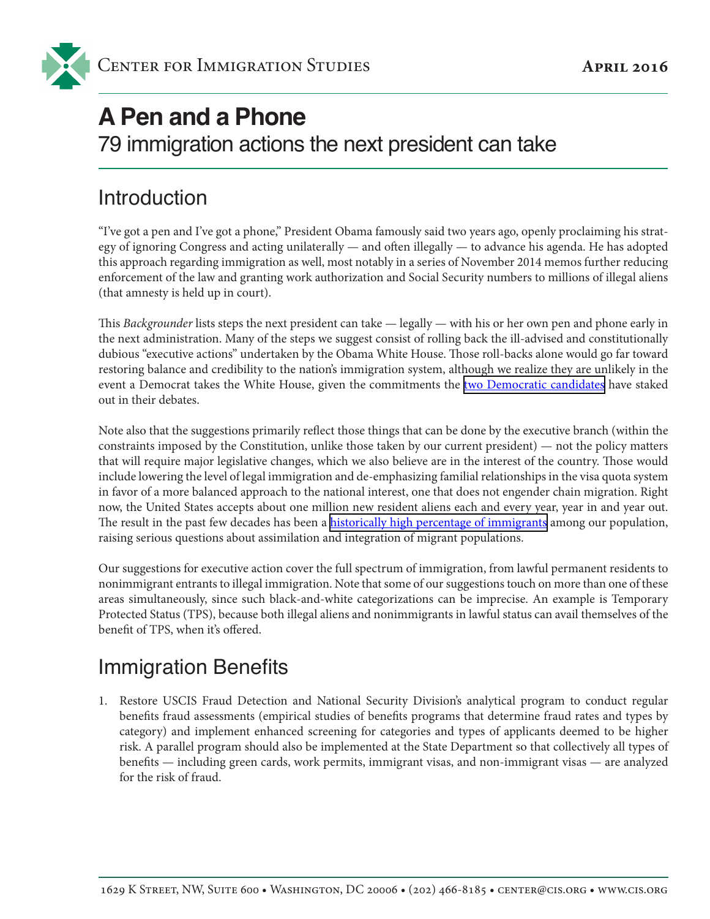Center for Immigration Studies

April 2016

# A Pen and a Phone

## 79 immigration actions the next president can take

## Introduction

"I've got a pen and I've got a phone," President Obama famously said two years ago, openly proclaiming his strategy of ignoring Congress and acting unilaterally — and often illegally — to advance his agenda. He has adopted this approach regarding immigration as well, most notably in a series of November 2014 memos further reducing enforcement of the law and granting work authorization and Social Security numbers to millions of illegal aliens (that amnesty is held up in court).

This *Backgrounder* lists steps the next president can take — legally — with his or her own pen and phone early in the next administration. Many of the steps we suggest consist of rolling back the ill-advised and constitutionally dubious "executive actions" undertaken by the Obama White House. Those roll-backs alone would go far toward restoring balance and credibility to the nation's immigration system, although we realize they are unlikely in the event a Democrat takes the White House, given the commitments the two Democratic candidates have staked out in their debates.

Note also that the suggestions primarily reflect those things that can be done by the executive branch (within the constraints imposed by the Constitution, unlike those taken by our current president) — not the policy matters that will require major legislative changes, which we also believe are in the interest of the country. Those would include lowering the level of legal immigration and de-emphasizing familial relationships in the visa quota system in favor of a more balanced approach to the national interest, one that does not engender chain migration. Right now, the United States accepts about one million new resident aliens each and every year, year in and year out. The result in the past few decades has been a historically high percentage of immigrants among our population, raising serious questions about assimilation and integration of migrant populations.

Our suggestions for executive action cover the full spectrum of immigration, from lawful permanent residents to nonimmigrant entrants to illegal immigration. Note that some of our suggestions touch on more than one of these areas simultaneously, since such black-and-white categorizations can be imprecise. An example is Temporary Protected Status (TPS), because both illegal aliens and nonimmigrants in lawful status can avail themselves of the benefit of TPS, when it's offered.

## Immigration Benefits

1. Restore USCIS Fraud Detection and National Security Division's analytical program to conduct regular benefits fraud assessments (empirical studies of benefits programs that determine fraud rates and types by category) and implement enhanced screening for categories and types of applicants deemed to be higher risk. A parallel program should also be implemented at the State Department so that collectively all types of benefits — including green cards, work permits, immigrant visas, and non-immigrant visas — are analyzed for the risk of fraud.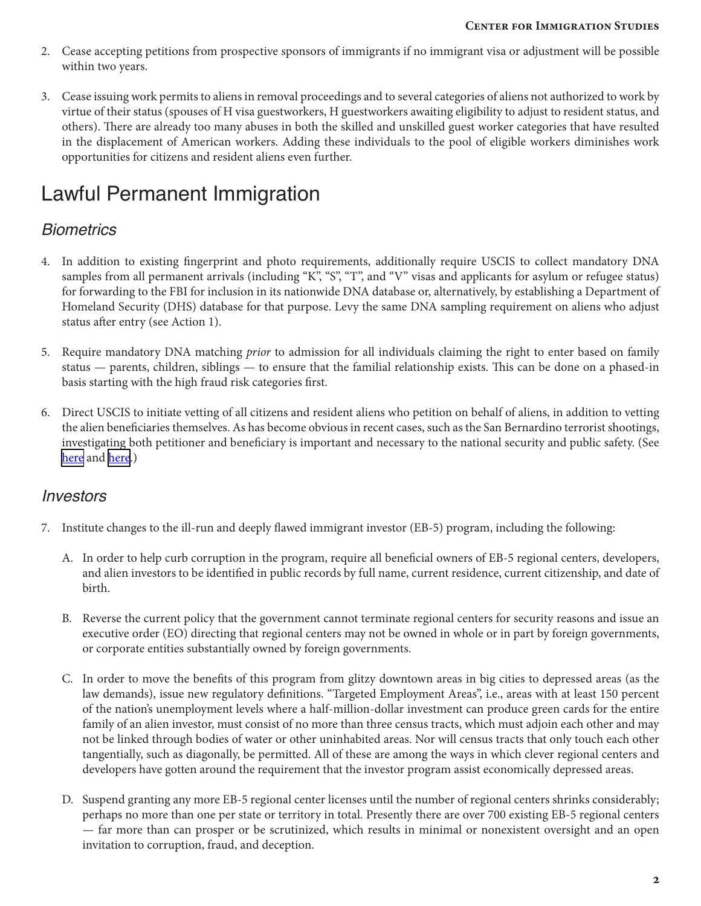2. Cease accepting petitions from prospective sponsors of immigrants if no immigrant visa or adjustment will be possible within two years.

3. Cease issuing work permits to aliens in removal proceedings and to several categories of aliens not authorized to work by virtue of their status (spouses of H visa guestworkers, H guestworkers awaiting eligibility to adjust to resident status, and others). There are already too many abuses in both the skilled and unskilled guest worker categories that have resulted in the displacement of American workers. Adding these individuals to the pool of eligible workers diminishes work opportunities for citizens and resident aliens even further.

# Lawful Permanent Immigration

## *Biometrics*

4. In addition to existing fingerprint and photo requirements, additionally require USCIS to collect mandatory DNA samples from all permanent arrivals (including "K", "S", "T", and "V" visas and applicants for asylum or refugee status) for forwarding to the FBI for inclusion in its nationwide DNA database or, alternatively, by establishing a Department of Homeland Security (DHS) database for that purpose. Levy the same DNA sampling requirement on aliens who adjust status after entry (see Action 1).

5. Require mandatory DNA matching *prior* to admission for all individuals claiming the right to enter based on family status — parents, children, siblings — to ensure that the familial relationship exists. This can be done on a phased-in basis starting with the high fraud risk categories first.

6. Direct USCIS to initiate vetting of all citizens and resident aliens who petition on behalf of aliens, in addition to vetting the alien beneficiaries themselves. As has become obvious in recent cases, such as the San Bernardino terrorist shootings, investigating both petitioner and beneficiary is important and necessary to the national security and public safety. (See here and here.)

## *Investors*

7. Institute changes to the ill-run and deeply flawed immigrant investor (EB-5) program, including the following:

   A. In order to help curb corruption in the program, require all beneficial owners of EB-5 regional centers, developers, and alien investors to be identified in public records by full name, current residence, current citizenship, and date of birth.

   B. Reverse the current policy that the government cannot terminate regional centers for security reasons and issue an executive order (EO) directing that regional centers may not be owned in whole or in part by foreign governments, or corporate entities substantially owned by foreign governments.

   C. In order to move the benefits of this program from glitzy downtown areas in big cities to depressed areas (as the law demands), issue new regulatory definitions. "Targeted Employment Areas", i.e., areas with at least 150 percent of the nation's unemployment levels where a half-million-dollar investment can produce green cards for the entire family of an alien investor, must consist of no more than three census tracts, which must adjoin each other and may not be linked through bodies of water or other uninhabited areas. Nor will census tracts that only touch each other tangentially, such as diagonally, be permitted. All of these are among the ways in which clever regional centers and developers have gotten around the requirement that the investor program assist economically depressed areas.

   D. Suspend granting any more EB-5 regional center licenses until the number of regional centers shrinks considerably; perhaps no more than one per state or territory in total. Presently there are over 700 existing EB-5 regional centers — far more than can prosper or be scrutinized, which results in minimal or nonexistent oversight and an open invitation to corruption, fraud, and deception.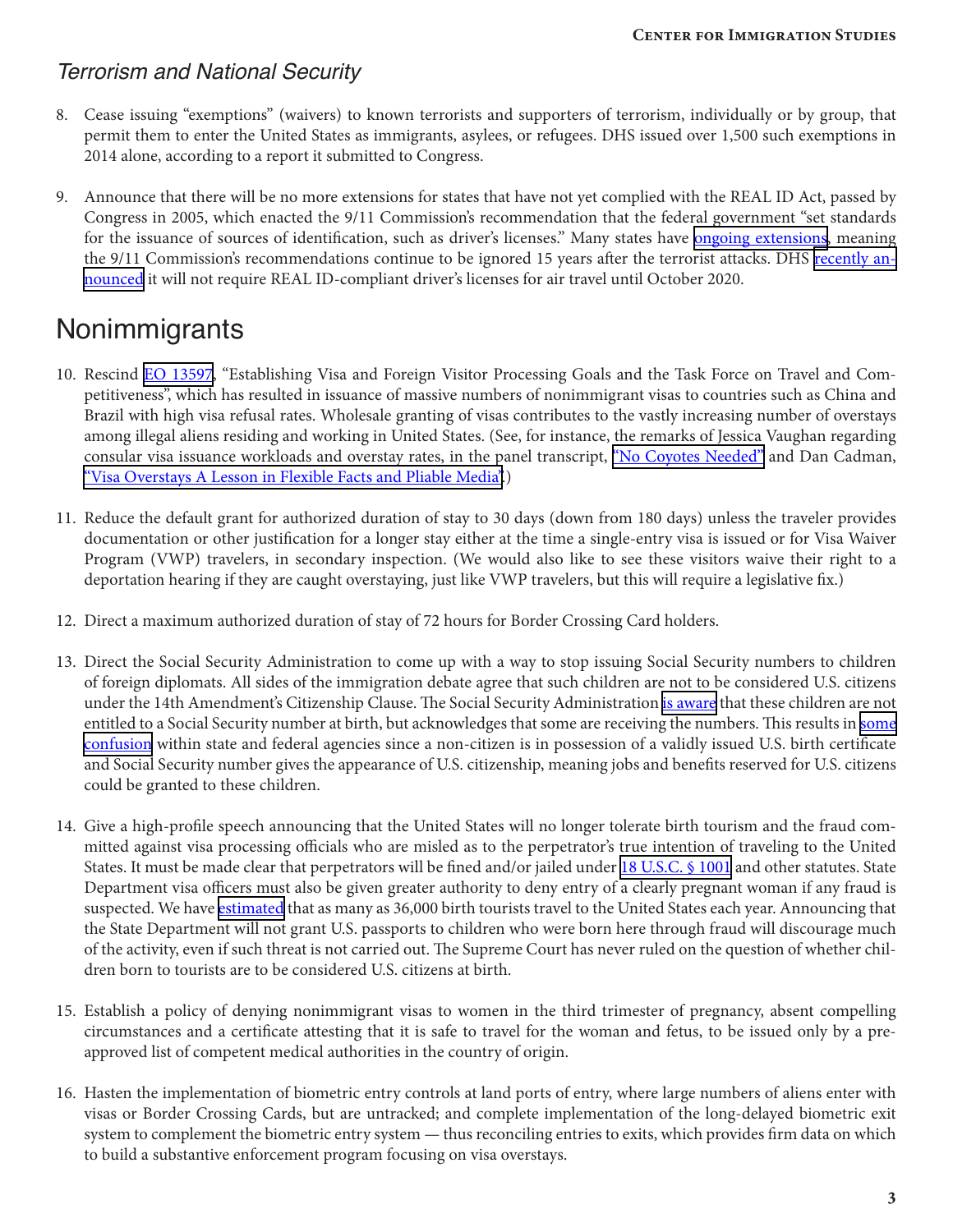### *Terrorism and National Security*

8. Cease issuing "exemptions" (waivers) to known terrorists and supporters of terrorism, individually or by group, that permit them to enter the United States as immigrants, asylees, or refugees. DHS issued over 1,500 such exemptions in 2014 alone, according to a report it submitted to Congress.

9. Announce that there will be no more extensions for states that have not yet complied with the REAL ID Act, passed by Congress in 2005, which enacted the 9/11 Commission's recommendation that the federal government "set standards for the issuance of sources of identification, such as driver's licenses." Many states have ongoing extensions, meaning the 9/11 Commission's recommendations continue to be ignored 15 years after the terrorist attacks. DHS recently announced it will not require REAL ID-compliant driver's licenses for air travel until October 2020.

## Nonimmigrants

10. Rescind EO 13597, "Establishing Visa and Foreign Visitor Processing Goals and the Task Force on Travel and Competitiveness", which has resulted in issuance of massive numbers of nonimmigrant visas to countries such as China and Brazil with high visa refusal rates. Wholesale granting of visas contributes to the vastly increasing number of overstays among illegal aliens residing and working in United States. (See, for instance, the remarks of Jessica Vaughan regarding consular visa issuance workloads and overstay rates, in the panel transcript, "No Coyotes Needed" and Dan Cadman, "Visa Overstays A Lesson in Flexible Facts and Pliable Media".)

11. Reduce the default grant for authorized duration of stay to 30 days (down from 180 days) unless the traveler provides documentation or other justification for a longer stay either at the time a single-entry visa is issued or for Visa Waiver Program (VWP) travelers, in secondary inspection. (We would also like to see these visitors waive their right to a deportation hearing if they are caught overstaying, just like VWP travelers, but this will require a legislative fix.)

12. Direct a maximum authorized duration of stay of 72 hours for Border Crossing Card holders.

13. Direct the Social Security Administration to come up with a way to stop issuing Social Security numbers to children of foreign diplomats. All sides of the immigration debate agree that such children are not to be considered U.S. citizens under the 14th Amendment's Citizenship Clause. The Social Security Administration is aware that these children are not entitled to a Social Security number at birth, but acknowledges that some are receiving the numbers. This results in some confusion within state and federal agencies since a non-citizen is in possession of a validly issued U.S. birth certificate and Social Security number gives the appearance of U.S. citizenship, meaning jobs and benefits reserved for U.S. citizens could be granted to these children.

14. Give a high-profile speech announcing that the United States will no longer tolerate birth tourism and the fraud committed against visa processing officials who are misled as to the perpetrator's true intention of traveling to the United States. It must be made clear that perpetrators will be fined and/or jailed under 18 U.S.C. § 1001 and other statutes. State Department visa officers must also be given greater authority to deny entry of a clearly pregnant woman if any fraud is suspected. We have estimated that as many as 36,000 birth tourists travel to the United States each year. Announcing that the State Department will not grant U.S. passports to children who were born here through fraud will discourage much of the activity, even if such threat is not carried out. The Supreme Court has never ruled on the question of whether children born to tourists are to be considered U.S. citizens at birth.

15. Establish a policy of denying nonimmigrant visas to women in the third trimester of pregnancy, absent compelling circumstances and a certificate attesting that it is safe to travel for the woman and fetus, to be issued only by a pre-approved list of competent medical authorities in the country of origin.

16. Hasten the implementation of biometric entry controls at land ports of entry, where large numbers of aliens enter with visas or Border Crossing Cards, but are untracked; and complete implementation of the long-delayed biometric exit system to complement the biometric entry system — thus reconciling entries to exits, which provides firm data on which to build a substantive enforcement program focusing on visa overstays.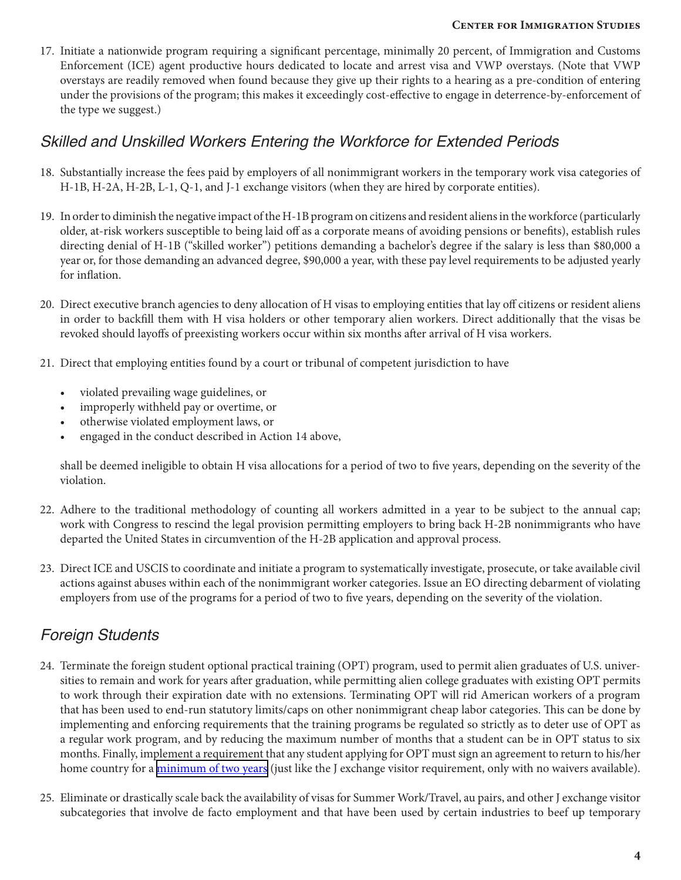17. Initiate a nationwide program requiring a significant percentage, minimally 20 percent, of Immigration and Customs Enforcement (ICE) agent productive hours dedicated to locate and arrest visa and VWP overstays. (Note that VWP overstays are readily removed when found because they give up their rights to a hearing as a pre-condition of entering under the provisions of the program; this makes it exceedingly cost-effective to engage in deterrence-by-enforcement of the type we suggest.)

## *Skilled and Unskilled Workers Entering the Workforce for Extended Periods*

18. Substantially increase the fees paid by employers of all nonimmigrant workers in the temporary work visa categories of H-1B, H-2A, H-2B, L-1, Q-1, and J-1 exchange visitors (when they are hired by corporate entities).

19. In order to diminish the negative impact of the H-1B program on citizens and resident aliens in the workforce (particularly older, at-risk workers susceptible to being laid off as a corporate means of avoiding pensions or benefits), establish rules directing denial of H-1B ("skilled worker") petitions demanding a bachelor's degree if the salary is less than $80,000 a year or, for those demanding an advanced degree, $90,000 a year, with these pay level requirements to be adjusted yearly for inflation.

20. Direct executive branch agencies to deny allocation of H visas to employing entities that lay off citizens or resident aliens in order to backfill them with H visa holders or other temporary alien workers. Direct additionally that the visas be revoked should layoffs of preexisting workers occur within six months after arrival of H visa workers.

21. Direct that employing entities found by a court or tribunal of competent jurisdiction to have

    - violated prevailing wage guidelines, or
    - improperly withheld pay or overtime, or
    - otherwise violated employment laws, or
    - engaged in the conduct described in Action 14 above,

    shall be deemed ineligible to obtain H visa allocations for a period of two to five years, depending on the severity of the violation.

22. Adhere to the traditional methodology of counting all workers admitted in a year to be subject to the annual cap; work with Congress to rescind the legal provision permitting employers to bring back H-2B nonimmigrants who have departed the United States in circumvention of the H-2B application and approval process.

23. Direct ICE and USCIS to coordinate and initiate a program to systematically investigate, prosecute, or take available civil actions against abuses within each of the nonimmigrant worker categories. Issue an EO directing debarment of violating employers from use of the programs for a period of two to five years, depending on the severity of the violation.

## *Foreign Students*

24. Terminate the foreign student optional practical training (OPT) program, used to permit alien graduates of U.S. universities to remain and work for years after graduation, while permitting alien college graduates with existing OPT permits to work through their expiration date with no extensions. Terminating OPT will rid American workers of a program that has been used to end-run statutory limits/caps on other nonimmigrant cheap labor categories. This can be done by implementing and enforcing requirements that the training programs be regulated so strictly as to deter use of OPT as a regular work program, and by reducing the maximum number of months that a student can be in OPT status to six months. Finally, implement a requirement that any student applying for OPT must sign an agreement to return to his/her home country for a minimum of two years (just like the J exchange visitor requirement, only with no waivers available).

25. Eliminate or drastically scale back the availability of visas for Summer Work/Travel, au pairs, and other J exchange visitor subcategories that involve de facto employment and that have been used by certain industries to beef up temporary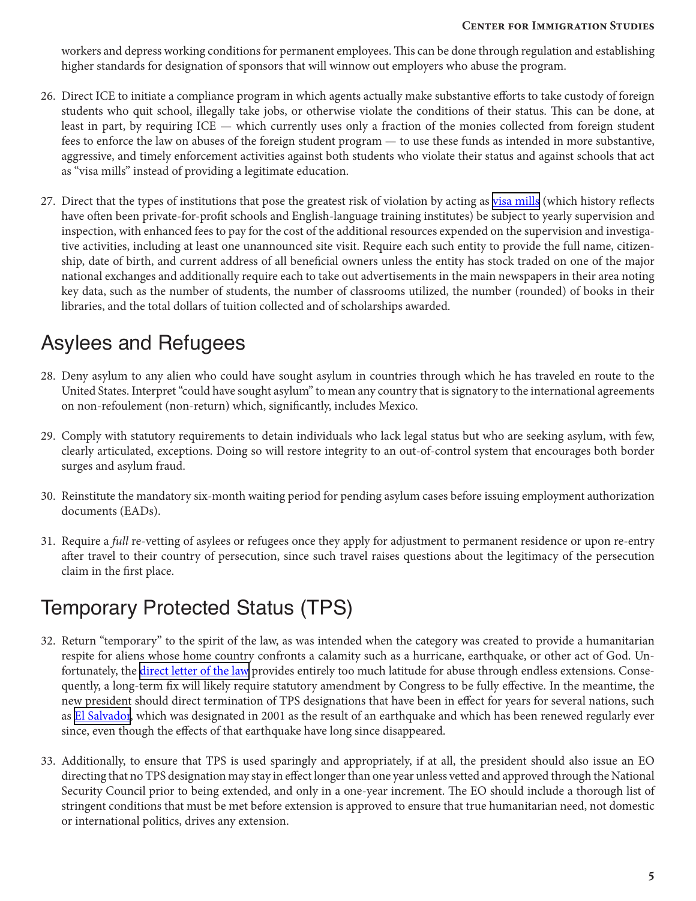workers and depress working conditions for permanent employees. This can be done through regulation and establishing higher standards for designation of sponsors that will winnow out employers who abuse the program.

26. Direct ICE to initiate a compliance program in which agents actually make substantive efforts to take custody of foreign students who quit school, illegally take jobs, or otherwise violate the conditions of their status. This can be done, at least in part, by requiring ICE — which currently uses only a fraction of the monies collected from foreign student fees to enforce the law on abuses of the foreign student program — to use these funds as intended in more substantive, aggressive, and timely enforcement activities against both students who violate their status and against schools that act as "visa mills" instead of providing a legitimate education.

27. Direct that the types of institutions that pose the greatest risk of violation by acting as visa mills (which history reflects have often been private-for-profit schools and English-language training institutes) be subject to yearly supervision and inspection, with enhanced fees to pay for the cost of the additional resources expended on the supervision and investigative activities, including at least one unannounced site visit. Require each such entity to provide the full name, citizenship, date of birth, and current address of all beneficial owners unless the entity has stock traded on one of the major national exchanges and additionally require each to take out advertisements in the main newspapers in their area noting key data, such as the number of students, the number of classrooms utilized, the number (rounded) of books in their libraries, and the total dollars of tuition collected and of scholarships awarded.

## Asylees and Refugees

28. Deny asylum to any alien who could have sought asylum in countries through which he has traveled en route to the United States. Interpret "could have sought asylum" to mean any country that is signatory to the international agreements on non-refoulement (non-return) which, significantly, includes Mexico.

29. Comply with statutory requirements to detain individuals who lack legal status but who are seeking asylum, with few, clearly articulated, exceptions. Doing so will restore integrity to an out-of-control system that encourages both border surges and asylum fraud.

30. Reinstitute the mandatory six-month waiting period for pending asylum cases before issuing employment authorization documents (EADs).

31. Require a *full* re-vetting of asylees or refugees once they apply for adjustment to permanent residence or upon re-entry after travel to their country of persecution, since such travel raises questions about the legitimacy of the persecution claim in the first place.

## Temporary Protected Status (TPS)

32. Return "temporary" to the spirit of the law, as was intended when the category was created to provide a humanitarian respite for aliens whose home country confronts a calamity such as a hurricane, earthquake, or other act of God. Unfortunately, the direct letter of the law provides entirely too much latitude for abuse through endless extensions. Consequently, a long-term fix will likely require statutory amendment by Congress to be fully effective. In the meantime, the new president should direct termination of TPS designations that have been in effect for years for several nations, such as El Salvador, which was designated in 2001 as the result of an earthquake and which has been renewed regularly ever since, even though the effects of that earthquake have long since disappeared.

33. Additionally, to ensure that TPS is used sparingly and appropriately, if at all, the president should also issue an EO directing that no TPS designation may stay in effect longer than one year unless vetted and approved through the National Security Council prior to being extended, and only in a one-year increment. The EO should include a thorough list of stringent conditions that must be met before extension is approved to ensure that true humanitarian need, not domestic or international politics, drives any extension.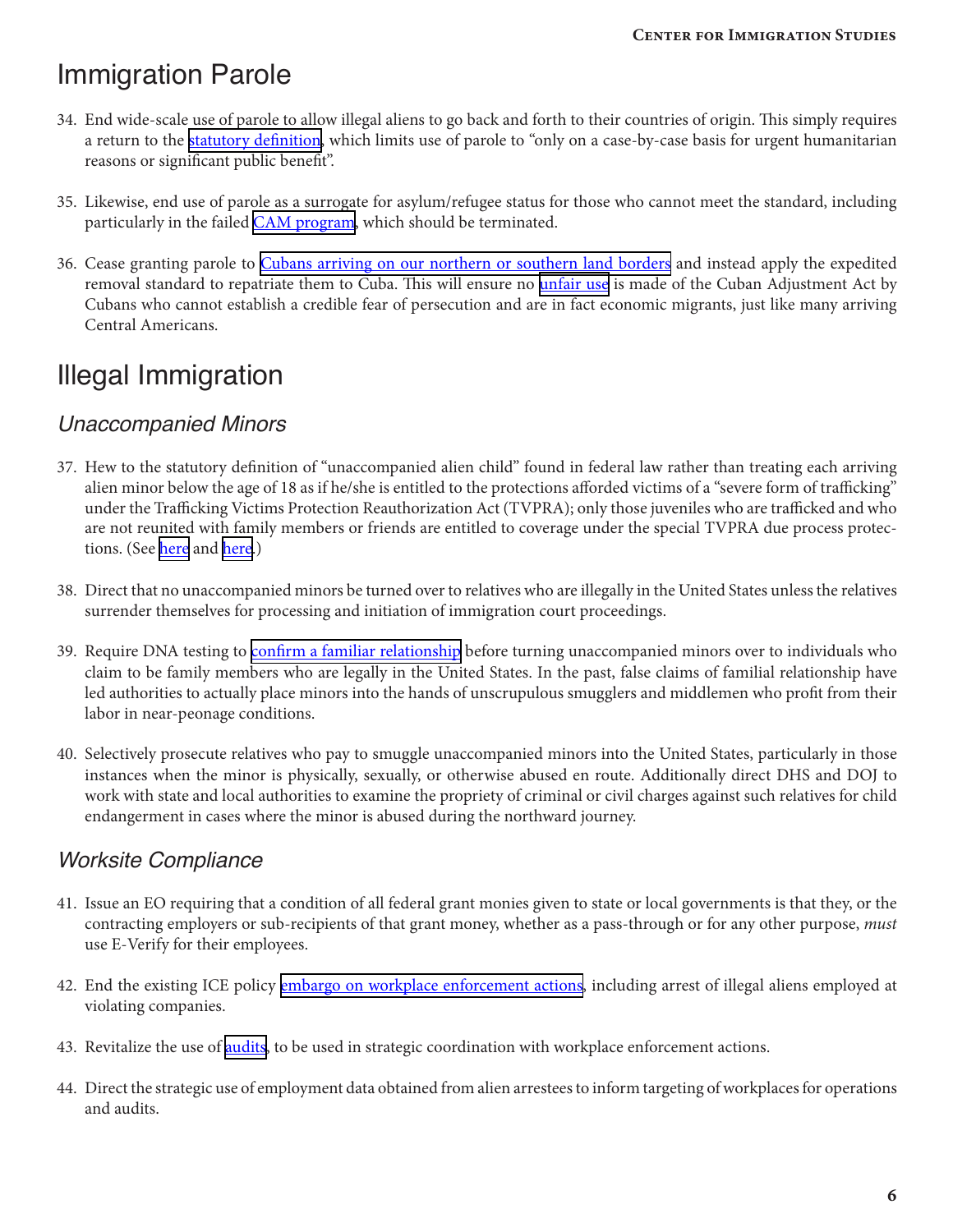# Immigration Parole

34. End wide-scale use of parole to allow illegal aliens to go back and forth to their countries of origin. This simply requires a return to the statutory definition, which limits use of parole to "only on a case-by-case basis for urgent humanitarian reasons or significant public benefit".

35. Likewise, end use of parole as a surrogate for asylum/refugee status for those who cannot meet the standard, including particularly in the failed CAM program, which should be terminated.

36. Cease granting parole to Cubans arriving on our northern or southern land borders and instead apply the expedited removal standard to repatriate them to Cuba. This will ensure no unfair use is made of the Cuban Adjustment Act by Cubans who cannot establish a credible fear of persecution and are in fact economic migrants, just like many arriving Central Americans.

# Illegal Immigration

## *Unaccompanied Minors*

37. Hew to the statutory definition of "unaccompanied alien child" found in federal law rather than treating each arriving alien minor below the age of 18 as if he/she is entitled to the protections afforded victims of a "severe form of trafficking" under the Trafficking Victims Protection Reauthorization Act (TVPRA); only those juveniles who are trafficked and who are not reunited with family members or friends are entitled to coverage under the special TVPRA due process protections. (See here and here.)

38. Direct that no unaccompanied minors be turned over to relatives who are illegally in the United States unless the relatives surrender themselves for processing and initiation of immigration court proceedings.

39. Require DNA testing to confirm a familiar relationship before turning unaccompanied minors over to individuals who claim to be family members who are legally in the United States. In the past, false claims of familial relationship have led authorities to actually place minors into the hands of unscrupulous smugglers and middlemen who profit from their labor in near-peonage conditions.

40. Selectively prosecute relatives who pay to smuggle unaccompanied minors into the United States, particularly in those instances when the minor is physically, sexually, or otherwise abused en route. Additionally direct DHS and DOJ to work with state and local authorities to examine the propriety of criminal or civil charges against such relatives for child endangerment in cases where the minor is abused during the northward journey.

## *Worksite Compliance*

41. Issue an EO requiring that a condition of all federal grant monies given to state or local governments is that they, or the contracting employers or sub-recipients of that grant money, whether as a pass-through or for any other purpose, *must* use E-Verify for their employees.

42. End the existing ICE policy embargo on workplace enforcement actions, including arrest of illegal aliens employed at violating companies.

43. Revitalize the use of audits, to be used in strategic coordination with workplace enforcement actions.

44. Direct the strategic use of employment data obtained from alien arrestees to inform targeting of workplaces for operations and audits.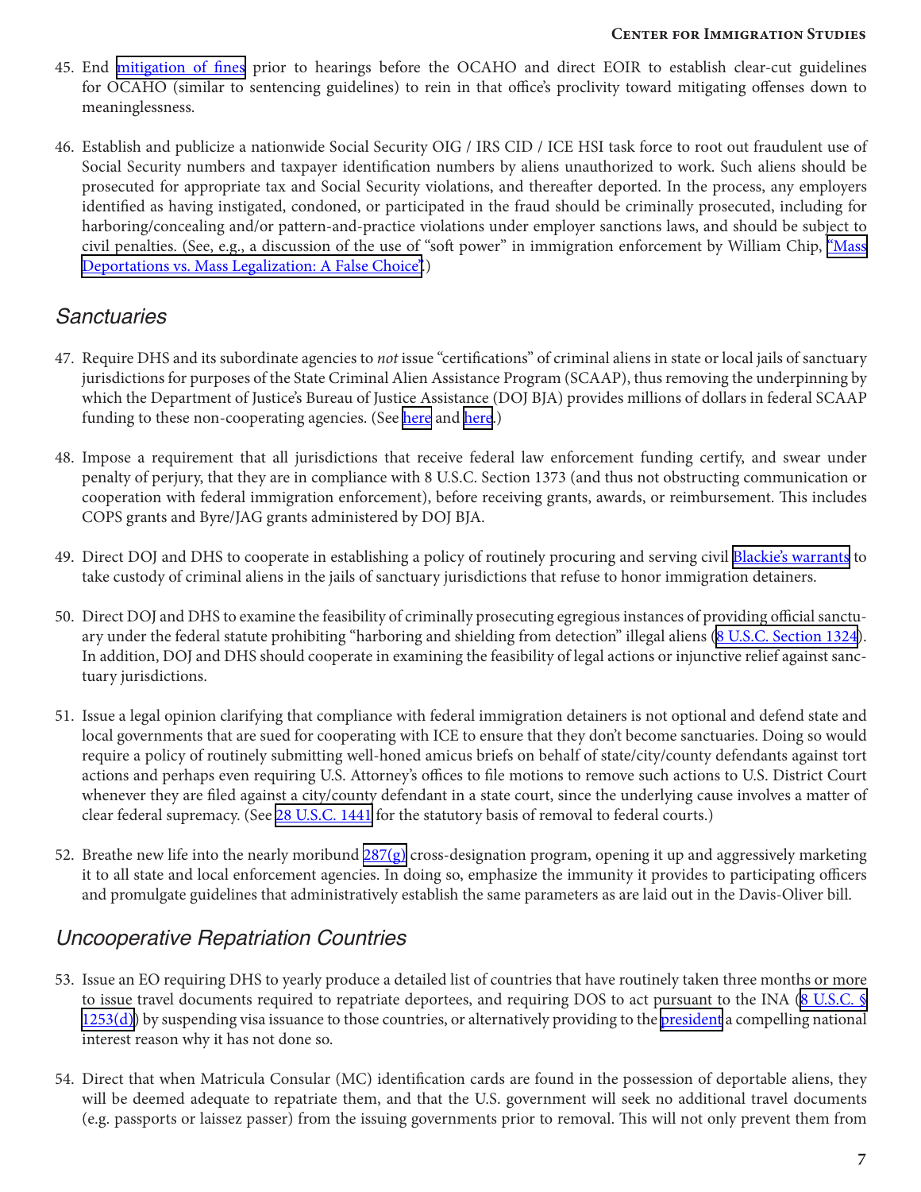45. End mitigation of fines prior to hearings before the OCAHO and direct EOIR to establish clear-cut guidelines for OCAHO (similar to sentencing guidelines) to rein in that office's proclivity toward mitigating offenses down to meaninglessness.

46. Establish and publicize a nationwide Social Security OIG / IRS CID / ICE HSI task force to root out fraudulent use of Social Security numbers and taxpayer identification numbers by aliens unauthorized to work. Such aliens should be prosecuted for appropriate tax and Social Security violations, and thereafter deported. In the process, any employers identified as having instigated, condoned, or participated in the fraud should be criminally prosecuted, including for harboring/concealing and/or pattern-and-practice violations under employer sanctions laws, and should be subject to civil penalties. (See, e.g., a discussion of the use of "soft power" in immigration enforcement by William Chip, "Mass Deportations vs. Mass Legalization: A False Choice".)

## *Sanctuaries*

47. Require DHS and its subordinate agencies to *not* issue "certifications" of criminal aliens in state or local jails of sanctuary jurisdictions for purposes of the State Criminal Alien Assistance Program (SCAAP), thus removing the underpinning by which the Department of Justice's Bureau of Justice Assistance (DOJ BJA) provides millions of dollars in federal SCAAP funding to these non-cooperating agencies. (See here and here.)

48. Impose a requirement that all jurisdictions that receive federal law enforcement funding certify, and swear under penalty of perjury, that they are in compliance with 8 U.S.C. Section 1373 (and thus not obstructing communication or cooperation with federal immigration enforcement), before receiving grants, awards, or reimbursement. This includes COPS grants and Byre/JAG grants administered by DOJ BJA.

49. Direct DOJ and DHS to cooperate in establishing a policy of routinely procuring and serving civil Blackie's warrants to take custody of criminal aliens in the jails of sanctuary jurisdictions that refuse to honor immigration detainers.

50. Direct DOJ and DHS to examine the feasibility of criminally prosecuting egregious instances of providing official sanctuary under the federal statute prohibiting "harboring and shielding from detection" illegal aliens (8 U.S.C. Section 1324). In addition, DOJ and DHS should cooperate in examining the feasibility of legal actions or injunctive relief against sanctuary jurisdictions.

51. Issue a legal opinion clarifying that compliance with federal immigration detainers is not optional and defend state and local governments that are sued for cooperating with ICE to ensure that they don't become sanctuaries. Doing so would require a policy of routinely submitting well-honed amicus briefs on behalf of state/city/county defendants against tort actions and perhaps even requiring U.S. Attorney's offices to file motions to remove such actions to U.S. District Court whenever they are filed against a city/county defendant in a state court, since the underlying cause involves a matter of clear federal supremacy. (See 28 U.S.C. 1441 for the statutory basis of removal to federal courts.)

52. Breathe new life into the nearly moribund 287(g) cross-designation program, opening it up and aggressively marketing it to all state and local enforcement agencies. In doing so, emphasize the immunity it provides to participating officers and promulgate guidelines that administratively establish the same parameters as are laid out in the Davis-Oliver bill.

## *Uncooperative Repatriation Countries*

53. Issue an EO requiring DHS to yearly produce a detailed list of countries that have routinely taken three months or more to issue travel documents required to repatriate deportees, and requiring DOS to act pursuant to the INA (8 U.S.C. § 1253(d)) by suspending visa issuance to those countries, or alternatively providing to the president a compelling national interest reason why it has not done so.

54. Direct that when Matricula Consular (MC) identification cards are found in the possession of deportable aliens, they will be deemed adequate to repatriate them, and that the U.S. government will seek no additional travel documents (e.g. passports or laissez passer) from the issuing governments prior to removal. This will not only prevent them from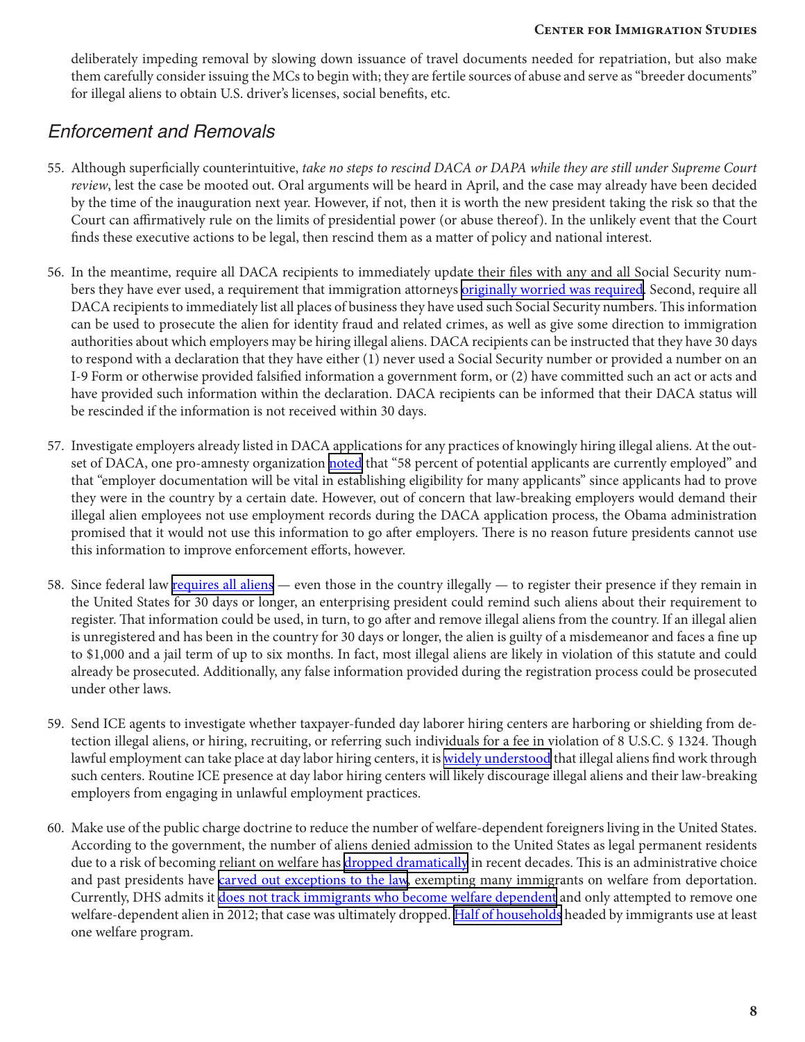deliberately impeding removal by slowing down issuance of travel documents needed for repatriation, but also make them carefully consider issuing the MCs to begin with; they are fertile sources of abuse and serve as "breeder documents" for illegal aliens to obtain U.S. driver's licenses, social benefits, etc.

## *Enforcement and Removals*

55. Although superficially counterintuitive, *take no steps to rescind DACA or DAPA while they are still under Supreme Court review*, lest the case be mooted out. Oral arguments will be heard in April, and the case may already have been decided by the time of the inauguration next year. However, if not, then it is worth the new president taking the risk so that the Court can affirmatively rule on the limits of presidential power (or abuse thereof). In the unlikely event that the Court finds these executive actions to be legal, then rescind them as a matter of policy and national interest.

56. In the meantime, require all DACA recipients to immediately update their files with any and all Social Security numbers they have ever used, a requirement that immigration attorneys originally worried was required. Second, require all DACA recipients to immediately list all places of business they have used such Social Security numbers. This information can be used to prosecute the alien for identity fraud and related crimes, as well as give some direction to immigration authorities about which employers may be hiring illegal aliens. DACA recipients can be instructed that they have 30 days to respond with a declaration that they have either (1) never used a Social Security number or provided a number on an I-9 Form or otherwise provided falsified information a government form, or (2) have committed such an act or acts and have provided such information within the declaration. DACA recipients can be informed that their DACA status will be rescinded if the information is not received within 30 days.

57. Investigate employers already listed in DACA applications for any practices of knowingly hiring illegal aliens. At the outset of DACA, one pro-amnesty organization noted that "58 percent of potential applicants are currently employed" and that "employer documentation will be vital in establishing eligibility for many applicants" since applicants had to prove they were in the country by a certain date. However, out of concern that law-breaking employers would demand their illegal alien employees not use employment records during the DACA application process, the Obama administration promised that it would not use this information to go after employers. There is no reason future presidents cannot use this information to improve enforcement efforts, however.

58. Since federal law requires all aliens — even those in the country illegally — to register their presence if they remain in the United States for 30 days or longer, an enterprising president could remind such aliens about their requirement to register. That information could be used, in turn, to go after and remove illegal aliens from the country. If an illegal alien is unregistered and has been in the country for 30 days or longer, the alien is guilty of a misdemeanor and faces a fine up to $1,000 and a jail term of up to six months. In fact, most illegal aliens are likely in violation of this statute and could already be prosecuted. Additionally, any false information provided during the registration process could be prosecuted under other laws.

59. Send ICE agents to investigate whether taxpayer-funded day laborer hiring centers are harboring or shielding from detection illegal aliens, or hiring, recruiting, or referring such individuals for a fee in violation of 8 U.S.C. § 1324. Though lawful employment can take place at day labor hiring centers, it is widely understood that illegal aliens find work through such centers. Routine ICE presence at day labor hiring centers will likely discourage illegal aliens and their law-breaking employers from engaging in unlawful employment practices.

60. Make use of the public charge doctrine to reduce the number of welfare-dependent foreigners living in the United States. According to the government, the number of aliens denied admission to the United States as legal permanent residents due to a risk of becoming reliant on welfare has dropped dramatically in recent decades. This is an administrative choice and past presidents have carved out exceptions to the law, exempting many immigrants on welfare from deportation. Currently, DHS admits it does not track immigrants who become welfare dependent and only attempted to remove one welfare-dependent alien in 2012; that case was ultimately dropped. Half of households headed by immigrants use at least one welfare program.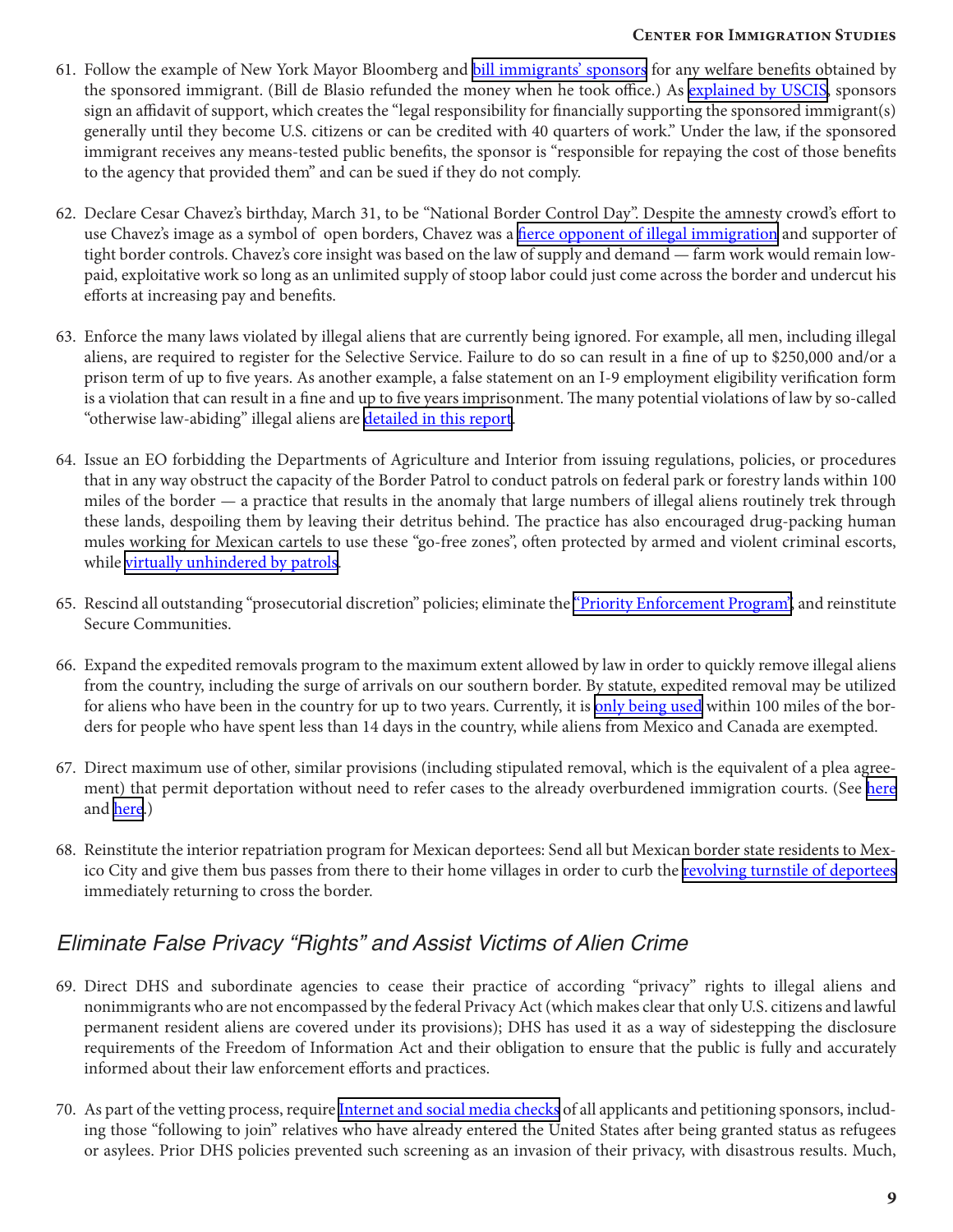61. Follow the example of New York Mayor Bloomberg and bill immigrants' sponsors for any welfare benefits obtained by the sponsored immigrant. (Bill de Blasio refunded the money when he took office.) As explained by USCIS, sponsors sign an affidavit of support, which creates the "legal responsibility for financially supporting the sponsored immigrant(s) generally until they become U.S. citizens or can be credited with 40 quarters of work." Under the law, if the sponsored immigrant receives any means-tested public benefits, the sponsor is "responsible for repaying the cost of those benefits to the agency that provided them" and can be sued if they do not comply.

62. Declare Cesar Chavez's birthday, March 31, to be "National Border Control Day". Despite the amnesty crowd's effort to use Chavez's image as a symbol of open borders, Chavez was a fierce opponent of illegal immigration and supporter of tight border controls. Chavez's core insight was based on the law of supply and demand — farm work would remain low-paid, exploitative work so long as an unlimited supply of stoop labor could just come across the border and undercut his efforts at increasing pay and benefits.

63. Enforce the many laws violated by illegal aliens that are currently being ignored. For example, all men, including illegal aliens, are required to register for the Selective Service. Failure to do so can result in a fine of up to $250,000 and/or a prison term of up to five years. As another example, a false statement on an I-9 employment eligibility verification form is a violation that can result in a fine and up to five years imprisonment. The many potential violations of law by so-called "otherwise law-abiding" illegal aliens are detailed in this report.

64. Issue an EO forbidding the Departments of Agriculture and Interior from issuing regulations, policies, or procedures that in any way obstruct the capacity of the Border Patrol to conduct patrols on federal park or forestry lands within 100 miles of the border — a practice that results in the anomaly that large numbers of illegal aliens routinely trek through these lands, despoiling them by leaving their detritus behind. The practice has also encouraged drug-packing human mules working for Mexican cartels to use these "go-free zones", often protected by armed and violent criminal escorts, while virtually unhindered by patrols.

65. Rescind all outstanding "prosecutorial discretion" policies; eliminate the "Priority Enforcement Program", and reinstitute Secure Communities.

66. Expand the expedited removals program to the maximum extent allowed by law in order to quickly remove illegal aliens from the country, including the surge of arrivals on our southern border. By statute, expedited removal may be utilized for aliens who have been in the country for up to two years. Currently, it is only being used within 100 miles of the borders for people who have spent less than 14 days in the country, while aliens from Mexico and Canada are exempted.

67. Direct maximum use of other, similar provisions (including stipulated removal, which is the equivalent of a plea agreement) that permit deportation without need to refer cases to the already overburdened immigration courts. (See here and here.)

68. Reinstitute the interior repatriation program for Mexican deportees: Send all but Mexican border state residents to Mexico City and give them bus passes from there to their home villages in order to curb the revolving turnstile of deportees immediately returning to cross the border.

## Eliminate False Privacy "Rights" and Assist Victims of Alien Crime

69. Direct DHS and subordinate agencies to cease their practice of according "privacy" rights to illegal aliens and nonimmigrants who are not encompassed by the federal Privacy Act (which makes clear that only U.S. citizens and lawful permanent resident aliens are covered under its provisions); DHS has used it as a way of sidestepping the disclosure requirements of the Freedom of Information Act and their obligation to ensure that the public is fully and accurately informed about their law enforcement efforts and practices.

70. As part of the vetting process, require Internet and social media checks of all applicants and petitioning sponsors, including those "following to join" relatives who have already entered the United States after being granted status as refugees or asylees. Prior DHS policies prevented such screening as an invasion of their privacy, with disastrous results. Much,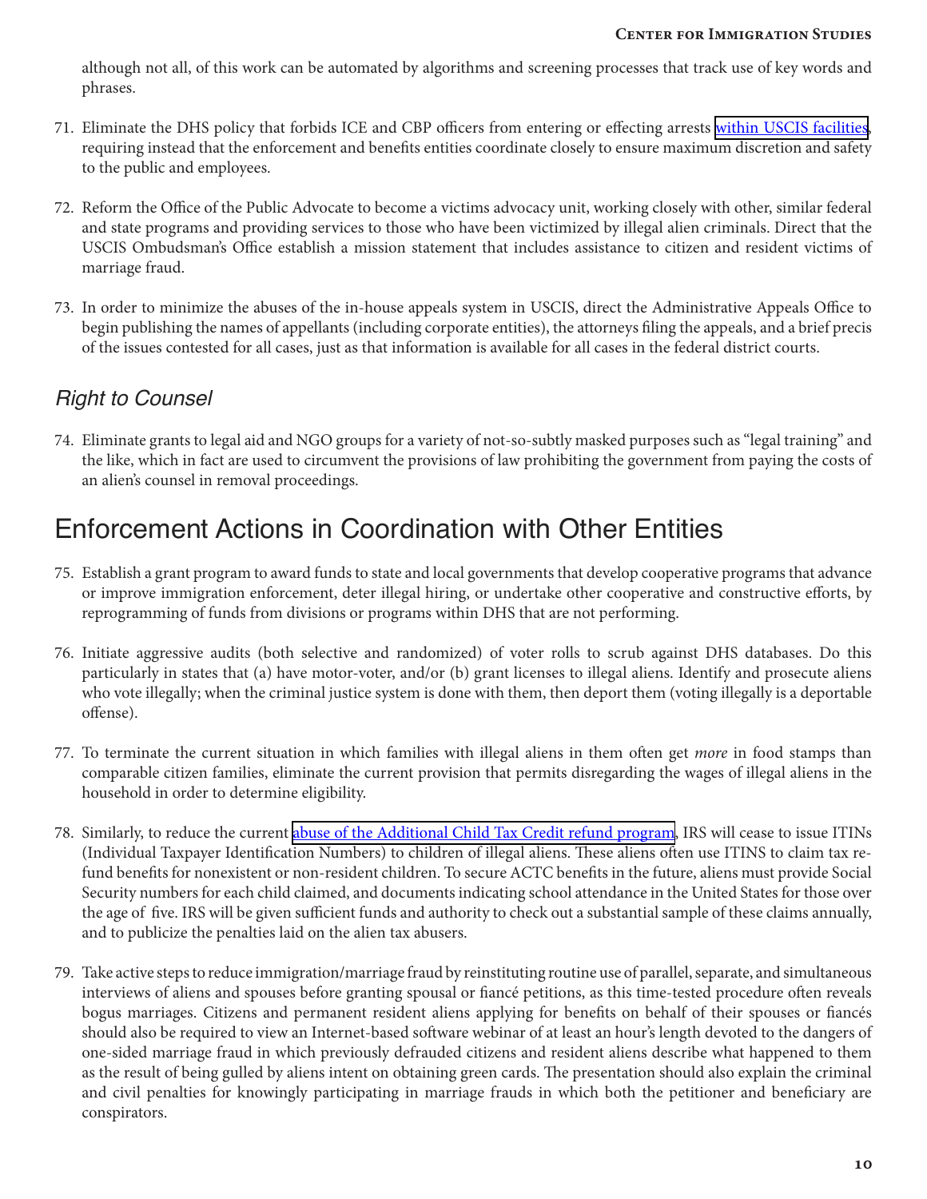although not all, of this work can be automated by algorithms and screening processes that track use of key words and phrases.

71. Eliminate the DHS policy that forbids ICE and CBP officers from entering or effecting arrests within USCIS facilities, requiring instead that the enforcement and benefits entities coordinate closely to ensure maximum discretion and safety to the public and employees.

72. Reform the Office of the Public Advocate to become a victims advocacy unit, working closely with other, similar federal and state programs and providing services to those who have been victimized by illegal alien criminals. Direct that the USCIS Ombudsman's Office establish a mission statement that includes assistance to citizen and resident victims of marriage fraud.

73. In order to minimize the abuses of the in-house appeals system in USCIS, direct the Administrative Appeals Office to begin publishing the names of appellants (including corporate entities), the attorneys filing the appeals, and a brief precis of the issues contested for all cases, just as that information is available for all cases in the federal district courts.

### *Right to Counsel*

74. Eliminate grants to legal aid and NGO groups for a variety of not-so-subtly masked purposes such as "legal training" and the like, which in fact are used to circumvent the provisions of law prohibiting the government from paying the costs of an alien's counsel in removal proceedings.

## Enforcement Actions in Coordination with Other Entities

75. Establish a grant program to award funds to state and local governments that develop cooperative programs that advance or improve immigration enforcement, deter illegal hiring, or undertake other cooperative and constructive efforts, by reprogramming of funds from divisions or programs within DHS that are not performing.

76. Initiate aggressive audits (both selective and randomized) of voter rolls to scrub against DHS databases. Do this particularly in states that (a) have motor-voter, and/or (b) grant licenses to illegal aliens. Identify and prosecute aliens who vote illegally; when the criminal justice system is done with them, then deport them (voting illegally is a deportable offense).

77. To terminate the current situation in which families with illegal aliens in them often get *more* in food stamps than comparable citizen families, eliminate the current provision that permits disregarding the wages of illegal aliens in the household in order to determine eligibility.

78. Similarly, to reduce the current abuse of the Additional Child Tax Credit refund program, IRS will cease to issue ITINs (Individual Taxpayer Identification Numbers) to children of illegal aliens. These aliens often use ITINS to claim tax refund benefits for nonexistent or non-resident children. To secure ACTC benefits in the future, aliens must provide Social Security numbers for each child claimed, and documents indicating school attendance in the United States for those over the age of five. IRS will be given sufficient funds and authority to check out a substantial sample of these claims annually, and to publicize the penalties laid on the alien tax abusers.

79. Take active steps to reduce immigration/marriage fraud by reinstituting routine use of parallel, separate, and simultaneous interviews of aliens and spouses before granting spousal or fiancé petitions, as this time-tested procedure often reveals bogus marriages. Citizens and permanent resident aliens applying for benefits on behalf of their spouses or fiancés should also be required to view an Internet-based software webinar of at least an hour's length devoted to the dangers of one-sided marriage fraud in which previously defrauded citizens and resident aliens describe what happened to them as the result of being gulled by aliens intent on obtaining green cards. The presentation should also explain the criminal and civil penalties for knowingly participating in marriage frauds in which both the petitioner and beneficiary are conspirators.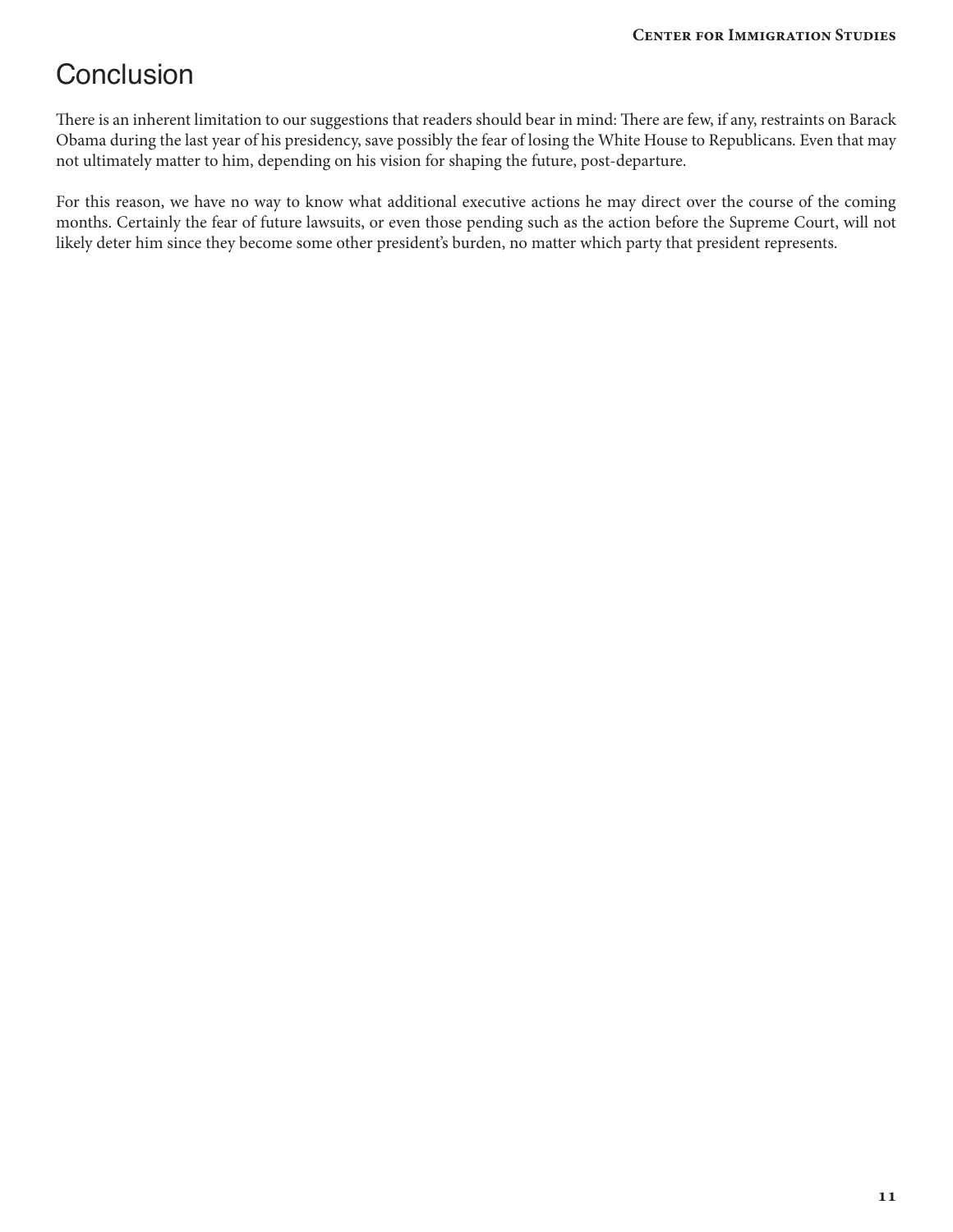# Conclusion

There is an inherent limitation to our suggestions that readers should bear in mind: There are few, if any, restraints on Barack Obama during the last year of his presidency, save possibly the fear of losing the White House to Republicans. Even that may not ultimately matter to him, depending on his vision for shaping the future, post-departure.

For this reason, we have no way to know what additional executive actions he may direct over the course of the coming months. Certainly the fear of future lawsuits, or even those pending such as the action before the Supreme Court, will not likely deter him since they become some other president's burden, no matter which party that president represents.